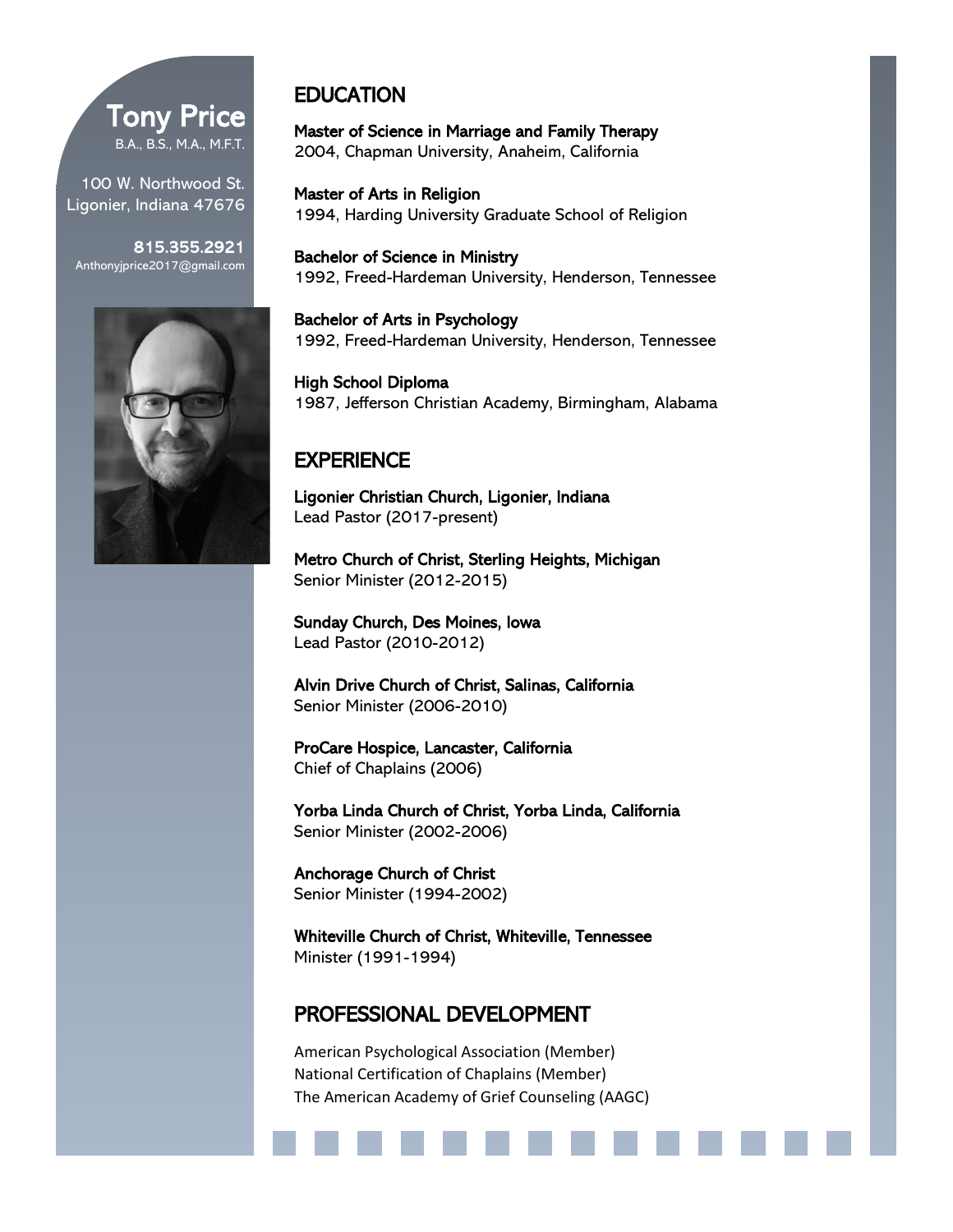# Tony Price

B.A., B.S., M.A., M.F.T.

100 W. Northwood St.
Ligonier, Indiana 47676

**815.355.2921**
Anthonyjprice2017@gmail.com

## EDUCATION

**Master of Science in Marriage and Family Therapy**
2004, Chapman University, Anaheim, California

**Master of Arts in Religion**
1994, Harding University Graduate School of Religion

**Bachelor of Science in Ministry**
1992, Freed-Hardeman University, Henderson, Tennessee

**Bachelor of Arts in Psychology**
1992, Freed-Hardeman University, Henderson, Tennessee

**High School Diploma**
1987, Jefferson Christian Academy, Birmingham, Alabama

## EXPERIENCE

**Ligonier Christian Church, Ligonier, Indiana**
Lead Pastor (2017-present)

**Metro Church of Christ, Sterling Heights, Michigan**
Senior Minister (2012-2015)

**Sunday Church, Des Moines, Iowa**
Lead Pastor (2010-2012)

**Alvin Drive Church of Christ, Salinas, California**
Senior Minister (2006-2010)

**ProCare Hospice, Lancaster, California**
Chief of Chaplains (2006)

**Yorba Linda Church of Christ, Yorba Linda, California**
Senior Minister (2002-2006)

**Anchorage Church of Christ**
Senior Minister (1994-2002)

**Whiteville Church of Christ, Whiteville, Tennessee**
Minister (1991-1994)

## PROFESSIONAL DEVELOPMENT

American Psychological Association (Member)
National Certification of Chaplains (Member)
The American Academy of Grief Counseling (AAGC)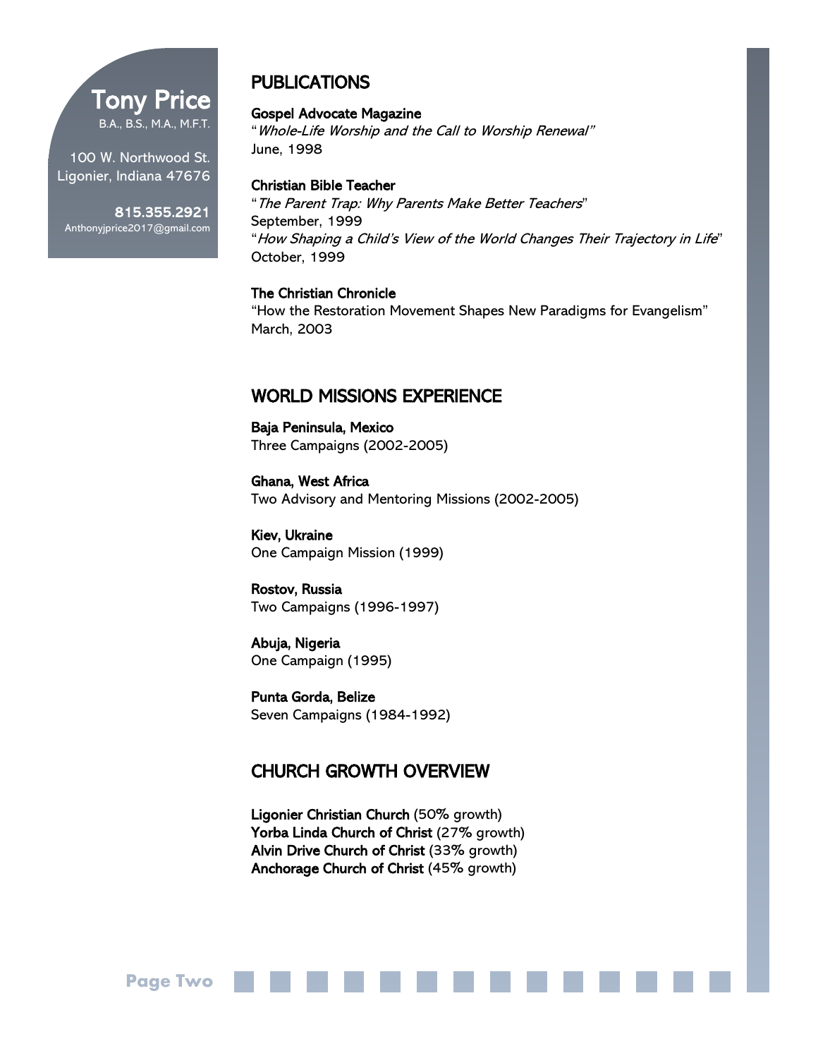**Tony Price**
B.A., B.S., M.A., M.F.T.

100 W. Northwood St.
Ligonier, Indiana 47676

**815.355.2921**
Anthonyjprice2017@gmail.com

## PUBLICATIONS

**Gospel Advocate Magazine**
"*Whole-Life Worship and the Call to Worship Renewal"*
June, 1998

**Christian Bible Teacher**
"*The Parent Trap: Why Parents Make Better Teachers*"
September, 1999
"*How Shaping a Child's View of the World Changes Their Trajectory in Life*"
October, 1999

**The Christian Chronicle**
"How the Restoration Movement Shapes New Paradigms for Evangelism"
March, 2003

## WORLD MISSIONS EXPERIENCE

**Baja Peninsula, Mexico**
Three Campaigns (2002-2005)

**Ghana, West Africa**
Two Advisory and Mentoring Missions (2002-2005)

**Kiev, Ukraine**
One Campaign Mission (1999)

**Rostov, Russia**
Two Campaigns (1996-1997)

**Abuja, Nigeria**
One Campaign (1995)

**Punta Gorda, Belize**
Seven Campaigns (1984-1992)

## CHURCH GROWTH OVERVIEW

**Ligonier Christian Church** (50% growth)
**Yorba Linda Church of Christ** (27% growth)
**Alvin Drive Church of Christ** (33% growth)
**Anchorage Church of Christ** (45% growth)